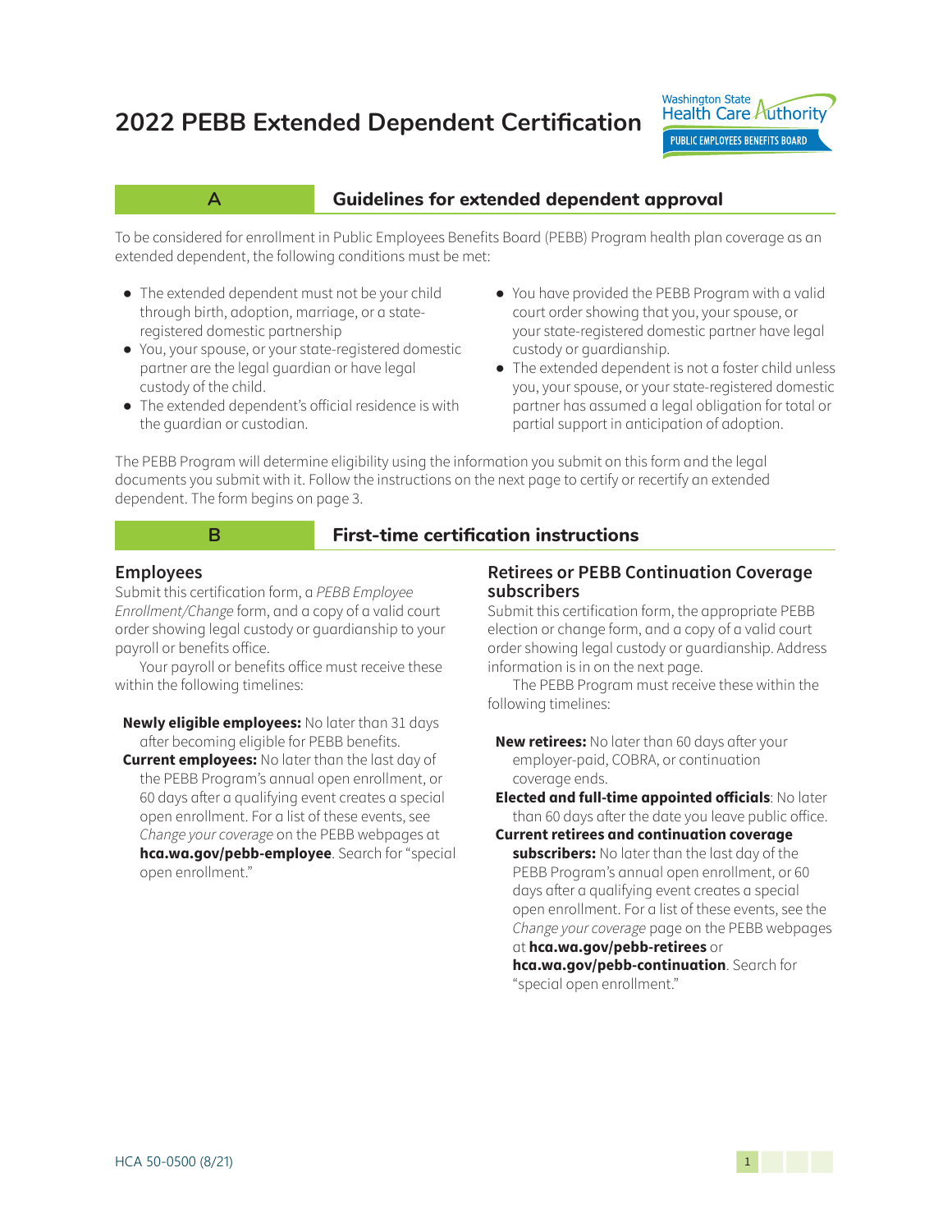# 2022 PEBB Extended Dependent Certification

## A — Guidelines for extended dependent approval

To be considered for enrollment in Public Employees Benefits Board (PEBB) Program health plan coverage as an extended dependent, the following conditions must be met:

- The extended dependent must not be your child through birth, adoption, marriage, or a state-registered domestic partnership
- You, your spouse, or your state-registered domestic partner are the legal guardian or have legal custody of the child.
- The extended dependent's official residence is with the guardian or custodian.
- You have provided the PEBB Program with a valid court order showing that you, your spouse, or your state-registered domestic partner have legal custody or guardianship.
- The extended dependent is not a foster child unless you, your spouse, or your state-registered domestic partner has assumed a legal obligation for total or partial support in anticipation of adoption.

The PEBB Program will determine eligibility using the information you submit on this form and the legal documents you submit with it. Follow the instructions on the next page to certify or recertify an extended dependent. The form begins on page 3.

## B — First-time certification instructions

### Employees

Submit this certification form, a *PEBB Employee Enrollment/Change* form, and a copy of a valid court order showing legal custody or guardianship to your payroll or benefits office.

Your payroll or benefits office must receive these within the following timelines:

**Newly eligible employees:** No later than 31 days after becoming eligible for PEBB benefits.

**Current employees:** No later than the last day of the PEBB Program's annual open enrollment, or 60 days after a qualifying event creates a special open enrollment. For a list of these events, see *Change your coverage* on the PEBB webpages at **hca.wa.gov/pebb-employee**. Search for "special open enrollment."

### Retirees or PEBB Continuation Coverage subscribers

Submit this certification form, the appropriate PEBB election or change form, and a copy of a valid court order showing legal custody or guardianship. Address information is in on the next page.

The PEBB Program must receive these within the following timelines:

**New retirees:** No later than 60 days after your employer-paid, COBRA, or continuation coverage ends.

**Elected and full-time appointed officials**: No later than 60 days after the date you leave public office.

**Current retirees and continuation coverage subscribers:** No later than the last day of the PEBB Program's annual open enrollment, or 60 days after a qualifying event creates a special open enrollment. For a list of these events, see the *Change your coverage* page on the PEBB webpages at **hca.wa.gov/pebb-retirees** or **hca.wa.gov/pebb-continuation**. Search for "special open enrollment."

HCA 50-0500 (8/21)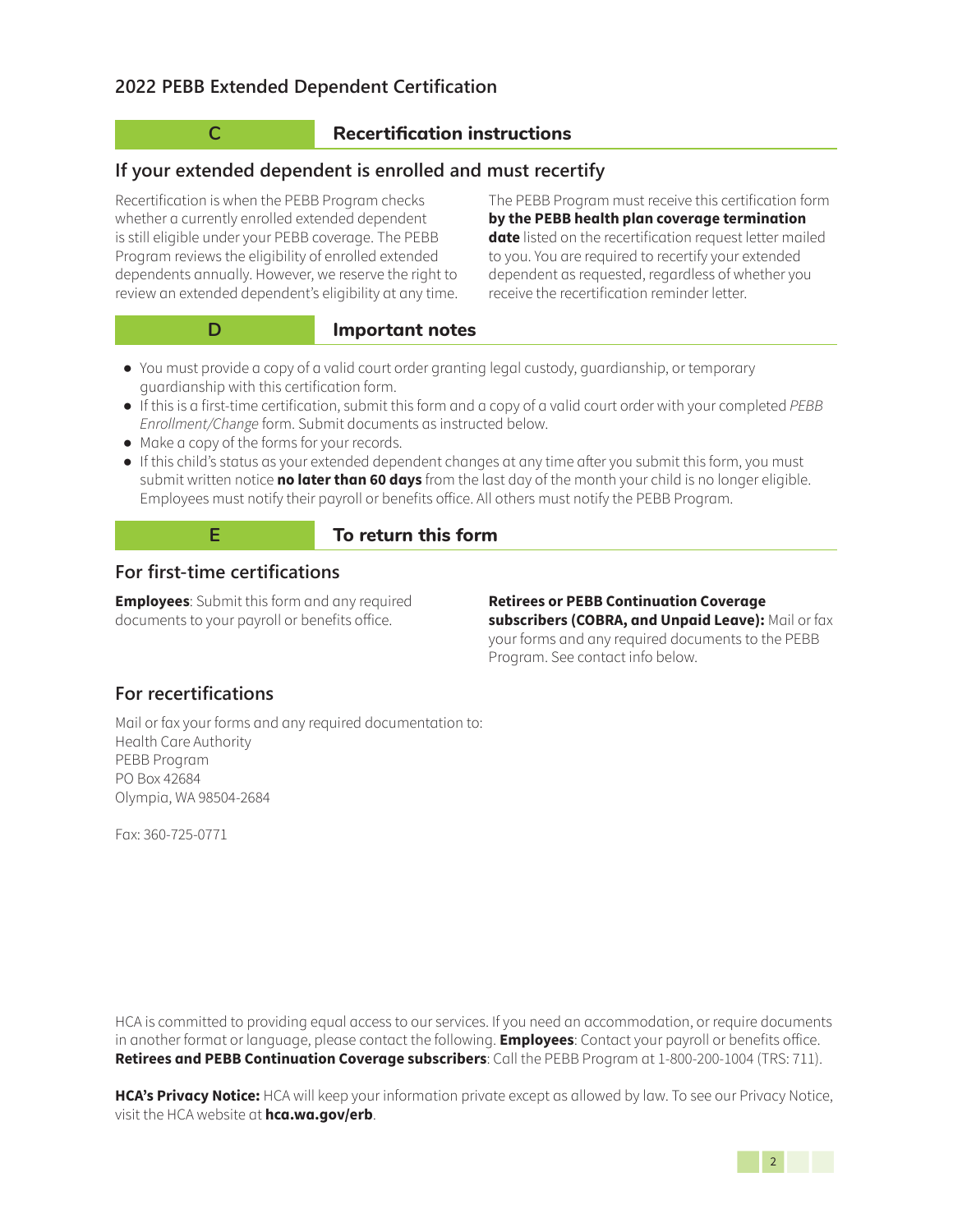## 2022 PEBB Extended Dependent Certification

## C Recertification instructions

### If your extended dependent is enrolled and must recertify

Recertification is when the PEBB Program checks whether a currently enrolled extended dependent is still eligible under your PEBB coverage. The PEBB Program reviews the eligibility of enrolled extended dependents annually. However, we reserve the right to review an extended dependent's eligibility at any time.

The PEBB Program must receive this certification form **by the PEBB health plan coverage termination date** listed on the recertification request letter mailed to you. You are required to recertify your extended dependent as requested, regardless of whether you receive the recertification reminder letter.

## D Important notes

- You must provide a copy of a valid court order granting legal custody, guardianship, or temporary guardianship with this certification form.
- If this is a first-time certification, submit this form and a copy of a valid court order with your completed *PEBB Enrollment/Change* form. Submit documents as instructed below.
- Make a copy of the forms for your records.
- If this child's status as your extended dependent changes at any time after you submit this form, you must submit written notice **no later than 60 days** from the last day of the month your child is no longer eligible. Employees must notify their payroll or benefits office. All others must notify the PEBB Program.

## E To return this form

### For first-time certifications

**Employees**: Submit this form and any required documents to your payroll or benefits office.

**Retirees or PEBB Continuation Coverage subscribers (COBRA, and Unpaid Leave):** Mail or fax your forms and any required documents to the PEBB Program. See contact info below.

### For recertifications

Mail or fax your forms and any required documentation to:
Health Care Authority
PEBB Program
PO Box 42684
Olympia, WA 98504-2684

Fax: 360-725-0771

HCA is committed to providing equal access to our services. If you need an accommodation, or require documents in another format or language, please contact the following. **Employees**: Contact your payroll or benefits office. **Retirees and PEBB Continuation Coverage subscribers**: Call the PEBB Program at 1-800-200-1004 (TRS: 711).

**HCA's Privacy Notice:** HCA will keep your information private except as allowed by law. To see our Privacy Notice, visit the HCA website at **hca.wa.gov/erb**.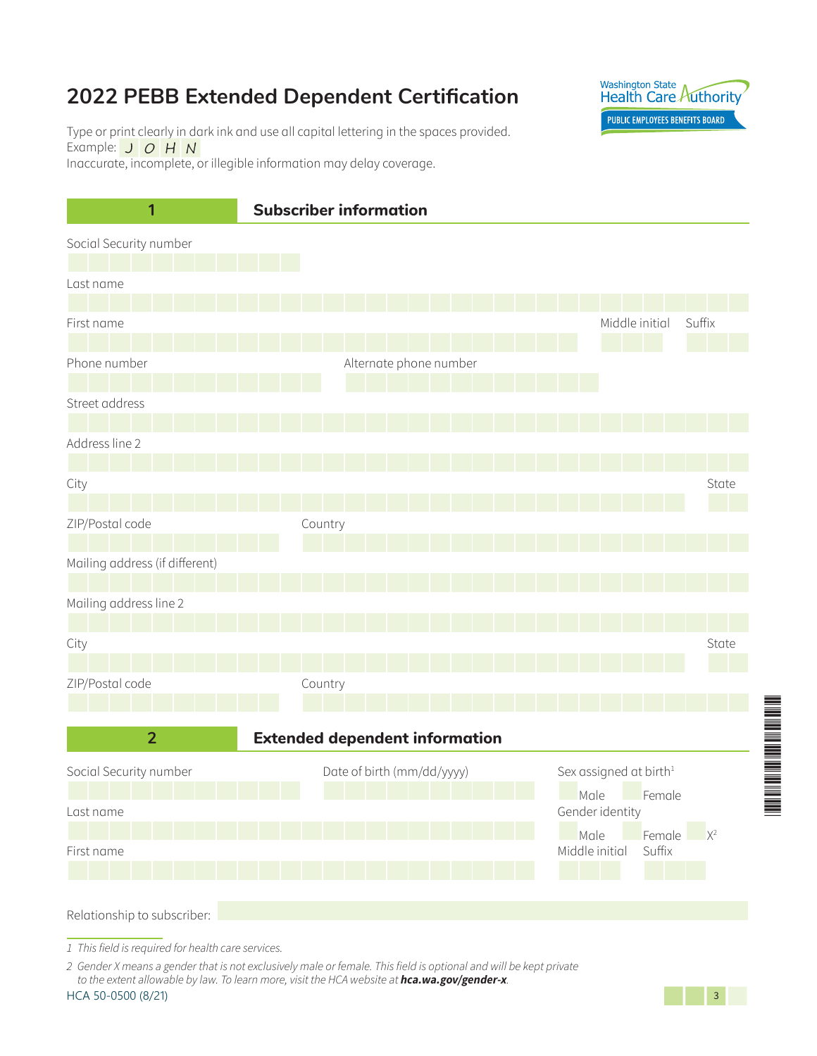# 2022 PEBB Extended Dependent Certification

Type or print clearly in dark ink and use all capital lettering in the spaces provided.
Example: J O H N
Inaccurate, incomplete, or illegible information may delay coverage.

## 1 Subscriber information

Social Security number

Last name

First name Middle initial Suffix

Phone number Alternate phone number

Street address

Address line 2

City State

ZIP/Postal code Country

Mailing address (if different)

Mailing address line 2

City State

ZIP/Postal code Country

## 2 Extended dependent information

Social Security number Date of birth (mm/dd/yyyy) Sex assigned at birth[1]

Male Female

Last name Gender identity

Male Female X[2]

First name Middle initial Suffix

Relationship to subscriber:

1 *This field is required for health care services.*

2 *Gender X means a gender that is not exclusively male or female. This field is optional and will be kept private to the extent allowable by law. To learn more, visit the HCA website at* ***hca.wa.gov/gender-x****.*

HCA 50-0500 (8/21)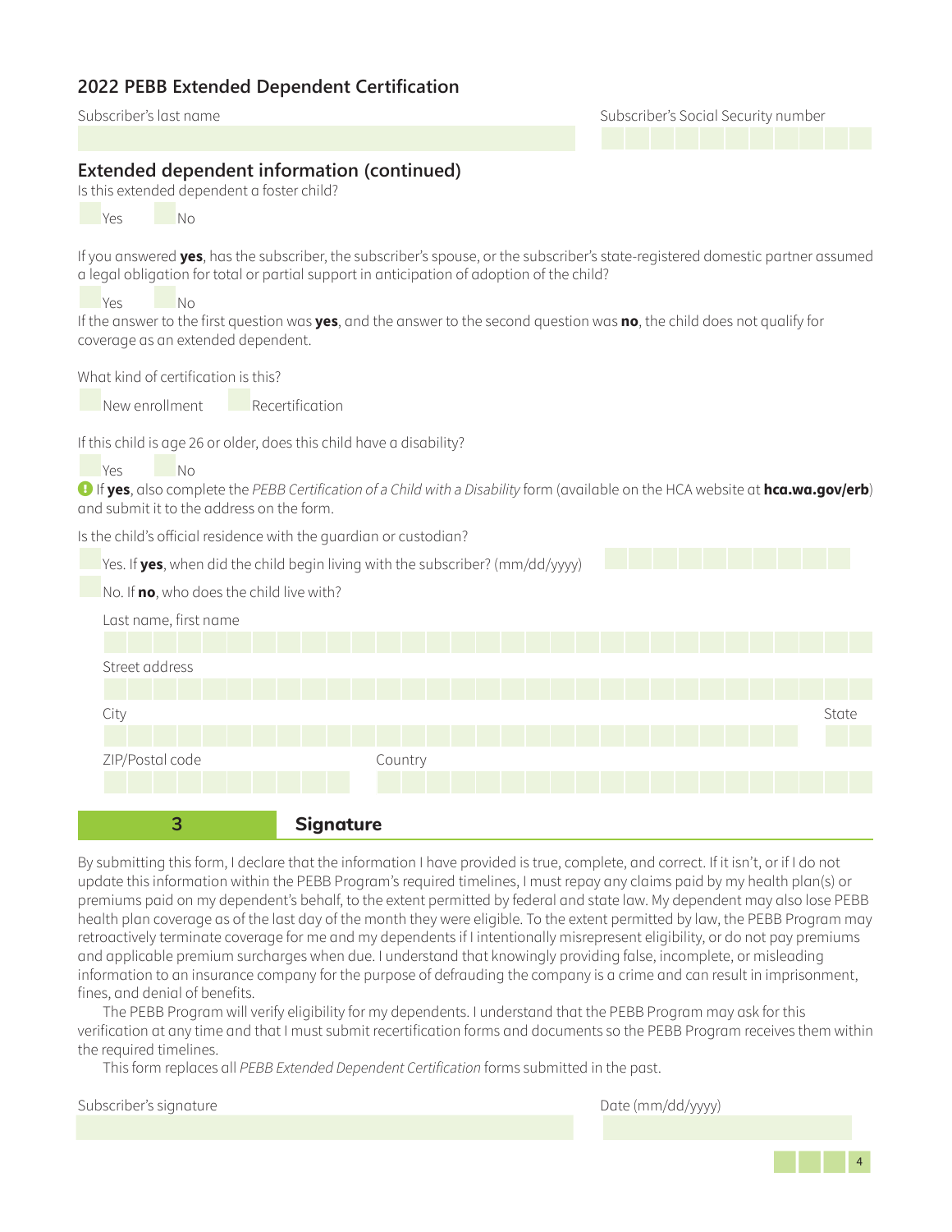## 2022 PEBB Extended Dependent Certification

Subscriber's last name

Subscriber's Social Security number

### Extended dependent information (continued)

Is this extended dependent a foster child?

Yes  No

If you answered **yes**, has the subscriber, the subscriber's spouse, or the subscriber's state-registered domestic partner assumed a legal obligation for total or partial support in anticipation of adoption of the child?

Yes  No

If the answer to the first question was **yes**, and the answer to the second question was **no**, the child does not qualify for coverage as an extended dependent.

What kind of certification is this?

New enrollment  Recertification

If this child is age 26 or older, does this child have a disability?

Yes  No

If **yes**, also complete the *PEBB Certification of a Child with a Disability* form (available on the HCA website at **hca.wa.gov/erb**) and submit it to the address on the form.

Is the child's official residence with the guardian or custodian?

Yes. If **yes**, when did the child begin living with the subscriber? (mm/dd/yyyy)

No. If **no**, who does the child live with?

Last name, first name

Street address

City

State

ZIP/Postal code

Country

## 3 Signature

By submitting this form, I declare that the information I have provided is true, complete, and correct. If it isn't, or if I do not update this information within the PEBB Program's required timelines, I must repay any claims paid by my health plan(s) or premiums paid on my dependent's behalf, to the extent permitted by federal and state law. My dependent may also lose PEBB health plan coverage as of the last day of the month they were eligible. To the extent permitted by law, the PEBB Program may retroactively terminate coverage for me and my dependents if I intentionally misrepresent eligibility, or do not pay premiums and applicable premium surcharges when due. I understand that knowingly providing false, incomplete, or misleading information to an insurance company for the purpose of defrauding the company is a crime and can result in imprisonment, fines, and denial of benefits.

The PEBB Program will verify eligibility for my dependents. I understand that the PEBB Program may ask for this verification at any time and that I must submit recertification forms and documents so the PEBB Program receives them within the required timelines.

This form replaces all *PEBB Extended Dependent Certification* forms submitted in the past.

Subscriber's signature

Date (mm/dd/yyyy)